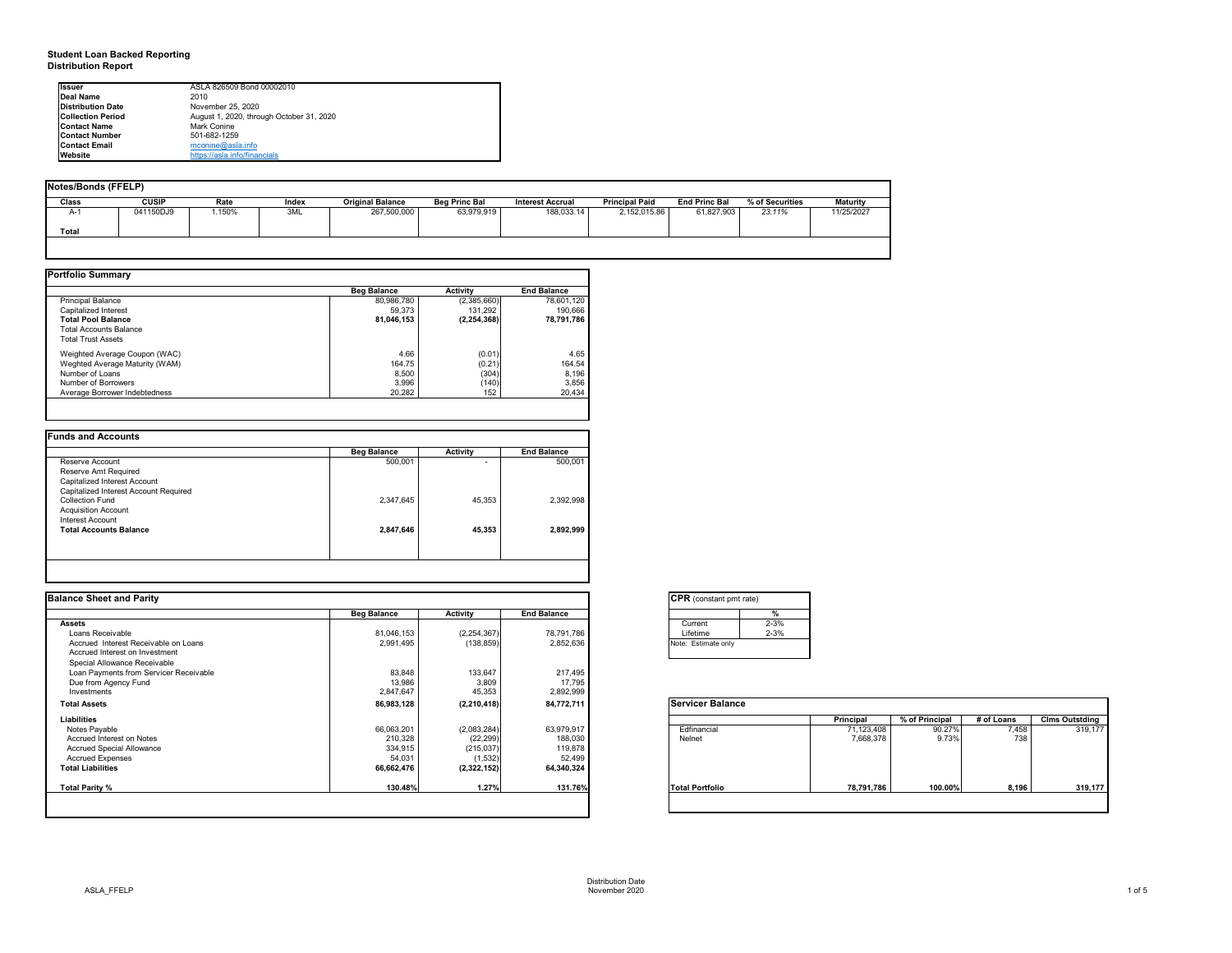# Student Loan Backed Reporting
## Distribution Report

| | |
|---|---|
| **Issuer** | ASLA 826509 Bond 00002010 |
| **Deal Name** | 2010 |
| **Distribution Date** | November 25, 2020 |
| **Collection Period** | August 1, 2020, through October 31, 2020 |
| **Contact Name** | Mark Conine |
| **Contact Number** | 501-682-1259 |
| **Contact Email** | mconine@asla.info |
| **Website** | https://asla.info/financials |

### Notes/Bonds (FFELP)

| Class | CUSIP | Rate | Index | Original Balance | Beg Princ Bal | Interest Accrual | Principal Paid | End Princ Bal | % of Securities | Maturity |
|---|---|---|---|---|---|---|---|---|---|---|
| A-1 | 041150DJ9 | 1.150% | 3ML | 267,500,000 | 63,979,919 | 188,033.14 | 2,152,015.86 | 61,827,903 | *23.11%* | 11/25/2027 |
| **Total** | | | | | | | | | | |

### Portfolio Summary

| | Beg Balance | Activity | End Balance |
|---|---|---|---|
| Principal Balance | 80,986,780 | (2,385,660) | 78,601,120 |
| Capitalized Interest | 59,373 | 131,292 | 190,666 |
| **Total Pool Balance** | **81,046,153** | **(2,254,368)** | **78,791,786** |
| Total Accounts Balance | | | |
| Total Trust Assets | | | |
| Weighted Average Coupon (WAC) | 4.66 | (0.01) | 4.65 |
| Weghted Average Maturity (WAM) | 164.75 | (0.21) | 164.54 |
| Number of Loans | 8,500 | (304) | 8,196 |
| Number of Borrowers | 3,996 | (140) | 3,856 |
| Average Borrower Indebtedness | 20,282 | 152 | 20,434 |

### Funds and Accounts

| | Beg Balance | Activity | End Balance |
|---|---|---|---|
| Reserve Account | 500,001 | - | 500,001 |
| Reserve Amt Required | | | |
| Capitalized Interest Account | | | |
| Capitalized Interest Account Required | | | |
| Collection Fund | 2,347,645 | 45,353 | 2,392,998 |
| Acquisition Account | | | |
| Interest Account | | | |
| **Total Accounts Balance** | **2,847,646** | **45,353** | **2,892,999** |

### Balance Sheet and Parity

| | Beg Balance | Activity | End Balance |
|---|---|---|---|
| **Assets** | | | |
| Loans Receivable | 81,046,153 | (2,254,367) | 78,791,786 |
| Accrued Interest Receivable on Loans | 2,991,495 | (138,859) | 2,852,636 |
| Accrued Interest on Investment | | | |
| Special Allowance Receivable | | | |
| Loan Payments from Servicer Receivable | 83,848 | 133,647 | 217,495 |
| Due from Agency Fund | 13,986 | 3,809 | 17,795 |
| Investments | 2,847,647 | 45,353 | 2,892,999 |
| **Total Assets** | **86,983,128** | **(2,210,418)** | **84,772,711** |
| **Liabilities** | | | |
| Notes Payable | 66,063,201 | (2,083,284) | 63,979,917 |
| Accrued Interest on Notes | 210,328 | (22,299) | 188,030 |
| Accrued Special Allowance | 334,915 | (215,037) | 119,878 |
| Accrued Expenses | 54,031 | (1,532) | 52,499 |
| **Total Liabilities** | **66,662,476** | **(2,322,152)** | **64,340,324** |
| **Total Parity %** | **130.48%** | **1.27%** | **131.76%** |

### CPR (constant pmt rate)

| | % |
|---|---|
| Current | 2-3% |
| Lifetime | 2-3% |

Note: Estimate only

### Servicer Balance

| | Principal | % of Principal | # of Loans | Clms Outstding |
|---|---|---|---|---|
| Edfinancial | 71,123,408 | 90.27% | 7,458 | 319,177 |
| Nelnet | 7,668,378 | 9.73% | 738 | |
| **Total Portfolio** | **78,791,786** | **100.00%** | **8,196** | **319,177** |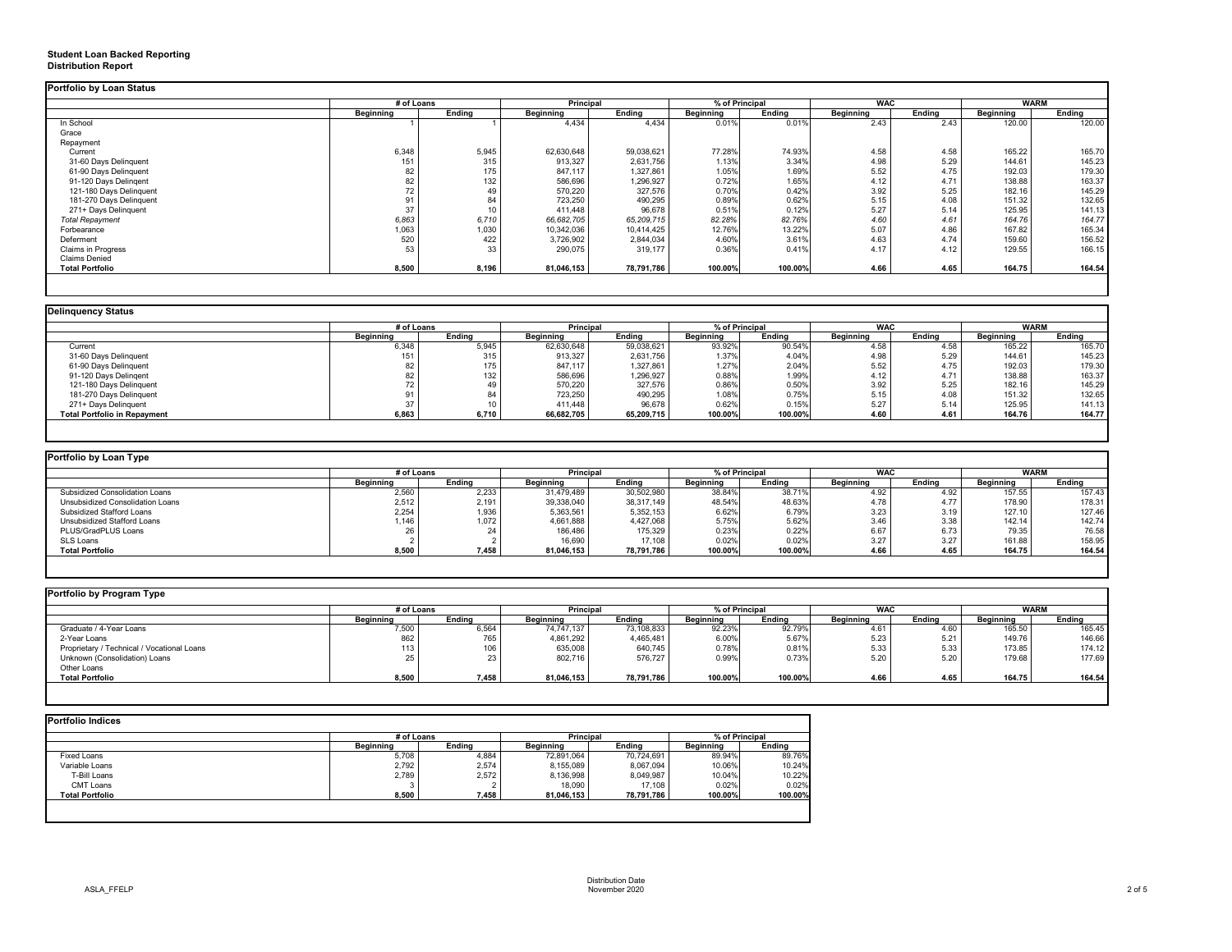**Student Loan Backed Reporting**
**Distribution Report**

**Portfolio by Loan Status**

| | # of Loans | | Principal | | % of Principal | | WAC | | WARM | |
|---|---|---|---|---|---|---|---|---|---|---|
| | Beginning | Ending | Beginning | Ending | Beginning | Ending | Beginning | Ending | Beginning | Ending |
| In School | 1 | 1 | 4,434 | 4,434 | 0.01% | 0.01% | 2.43 | 2.43 | 120.00 | 120.00 |
| Grace | | | | | | | | | | |
| Repayment | | | | | | | | | | |
| Current | 6,348 | 5,945 | 62,630,648 | 59,038,621 | 77.28% | 74.93% | 4.58 | 4.58 | 165.22 | 165.70 |
| 31-60 Days Delinquent | 151 | 315 | 913,327 | 2,631,756 | 1.13% | 3.34% | 4.98 | 5.29 | 144.61 | 145.23 |
| 61-90 Days Delinquent | 82 | 175 | 847,117 | 1,327,861 | 1.05% | 1.69% | 5.52 | 4.75 | 192.03 | 179.30 |
| 91-120 Days Delinqent | 82 | 132 | 586,696 | 1,296,927 | 0.72% | 1.65% | 4.12 | 4.71 | 138.88 | 163.37 |
| 121-180 Days Delinquent | 72 | 49 | 570,220 | 327,576 | 0.70% | 0.42% | 3.92 | 5.25 | 182.16 | 145.29 |
| 181-270 Days Delinquent | 91 | 84 | 723,250 | 490,295 | 0.89% | 0.62% | 5.15 | 4.08 | 151.32 | 132.65 |
| 271+ Days Delinquent | 37 | 10 | 411,448 | 96,678 | 0.51% | 0.12% | 5.27 | 5.14 | 125.95 | 141.13 |
| *Total Repayment* | *6,863* | *6,710* | *66,682,705* | *65,209,715* | *82.28%* | *82.76%* | *4.60* | *4.61* | *164.76* | *164.77* |
| Forbearance | 1,063 | 1,030 | 10,342,036 | 10,414,425 | 12.76% | 13.22% | 5.07 | 4.86 | 167.82 | 165.34 |
| Deferment | 520 | 422 | 3,726,902 | 2,844,034 | 4.60% | 3.61% | 4.63 | 4.74 | 159.60 | 156.52 |
| Claims in Progress | 53 | 33 | 290,075 | 319,177 | 0.36% | 0.41% | 4.17 | 4.12 | 129.55 | 166.15 |
| Claims Denied | | | | | | | | | | |
| **Total Portfolio** | **8,500** | **8,196** | **81,046,153** | **78,791,786** | **100.00%** | **100.00%** | **4.66** | **4.65** | **164.75** | **164.54** |

**Delinquency Status**

| | # of Loans | | Principal | | % of Principal | | WAC | | WARM | |
|---|---|---|---|---|---|---|---|---|---|---|
| | Beginning | Ending | Beginning | Ending | Beginning | Ending | Beginning | Ending | Beginning | Ending |
| Current | 6,348 | 5,945 | 62,630,648 | 59,038,621 | 93.92% | 90.54% | 4.58 | 4.58 | 165.22 | 165.70 |
| 31-60 Days Delinquent | 151 | 315 | 913,327 | 2,631,756 | 1.37% | 4.04% | 4.98 | 5.29 | 144.61 | 145.23 |
| 61-90 Days Delinquent | 82 | 175 | 847,117 | 1,327,861 | 1.27% | 2.04% | 5.52 | 4.75 | 192.03 | 179.30 |
| 91-120 Days Delinqent | 82 | 132 | 586,696 | 1,296,927 | 0.88% | 1.99% | 4.12 | 4.71 | 138.88 | 163.37 |
| 121-180 Days Delinquent | 72 | 49 | 570,220 | 327,576 | 0.86% | 0.50% | 3.92 | 5.25 | 182.16 | 145.29 |
| 181-270 Days Delinquent | 91 | 84 | 723,250 | 490,295 | 1.08% | 0.75% | 5.15 | 4.08 | 151.32 | 132.65 |
| 271+ Days Delinquent | 37 | 10 | 411,448 | 96,678 | 0.62% | 0.15% | 5.27 | 5.14 | 125.95 | 141.13 |
| **Total Portfolio in Repayment** | **6,863** | **6,710** | **66,682,705** | **65,209,715** | **100.00%** | **100.00%** | **4.60** | **4.61** | **164.76** | **164.77** |

**Portfolio by Loan Type**

| | # of Loans | | Principal | | % of Principal | | WAC | | WARM | |
|---|---|---|---|---|---|---|---|---|---|---|
| | Beginning | Ending | Beginning | Ending | Beginning | Ending | Beginning | Ending | Beginning | Ending |
| Subsidized Consolidation Loans | 2,560 | 2,233 | 31,479,489 | 30,502,980 | 38.84% | 38.71% | 4.92 | 4.92 | 157.55 | 157.43 |
| Unsubsidized Consolidation Loans | 2,512 | 2,191 | 39,338,040 | 38,317,149 | 48.54% | 48.63% | 4.78 | 4.77 | 178.90 | 178.31 |
| Subsidized Stafford Loans | 2,254 | 1,936 | 5,363,561 | 5,352,153 | 6.62% | 6.79% | 3.23 | 3.19 | 127.10 | 127.46 |
| Unsubsidized Stafford Loans | 1,146 | 1,072 | 4,661,888 | 4,427,068 | 5.75% | 5.62% | 3.46 | 3.38 | 142.14 | 142.74 |
| PLUS/GradPLUS Loans | 26 | 24 | 186,486 | 175,329 | 0.23% | 0.22% | 6.67 | 6.73 | 79.35 | 76.58 |
| SLS Loans | 2 | 2 | 16,690 | 17,108 | 0.02% | 0.02% | 3.27 | 3.27 | 161.88 | 158.95 |
| **Total Portfolio** | **8,500** | **7,458** | **81,046,153** | **78,791,786** | **100.00%** | **100.00%** | **4.66** | **4.65** | **164.75** | **164.54** |

**Portfolio by Program Type**

| | # of Loans | | Principal | | % of Principal | | WAC | | WARM | |
|---|---|---|---|---|---|---|---|---|---|---|
| | Beginning | Ending | Beginning | Ending | Beginning | Ending | Beginning | Ending | Beginning | Ending |
| Graduate / 4-Year Loans | 7,500 | 6,564 | 74,747,137 | 73,108,833 | 92.23% | 92.79% | 4.61 | 4.60 | 165.50 | 165.45 |
| 2-Year Loans | 862 | 765 | 4,861,292 | 4,465,481 | 6.00% | 5.67% | 5.23 | 5.21 | 149.76 | 146.66 |
| Proprietary / Technical / Vocational Loans | 113 | 106 | 635,008 | 640,745 | 0.78% | 0.81% | 5.33 | 5.33 | 173.85 | 174.12 |
| Unknown (Consolidation) Loans | 25 | 23 | 802,716 | 576,727 | 0.99% | 0.73% | 5.20 | 5.20 | 179.68 | 177.69 |
| Other Loans | | | | | | | | | | |
| **Total Portfolio** | **8,500** | **7,458** | **81,046,153** | **78,791,786** | **100.00%** | **100.00%** | **4.66** | **4.65** | **164.75** | **164.54** |

**Portfolio Indices**

| | # of Loans | | Principal | | % of Principal | |
|---|---|---|---|---|---|---|
| | Beginning | Ending | Beginning | Ending | Beginning | Ending |
| Fixed Loans | 5,708 | 4,884 | 72,891,064 | 70,724,691 | 89.94% | 89.76% |
| Variable Loans | 2,792 | 2,574 | 8,155,089 | 8,067,094 | 10.06% | 10.24% |
| T-Bill Loans | 2,789 | 2,572 | 8,136,998 | 8,049,987 | 10.04% | 10.22% |
| CMT Loans | 3 | 2 | 18,090 | 17,108 | 0.02% | 0.02% |
| **Total Portfolio** | **8,500** | **7,458** | **81,046,153** | **78,791,786** | **100.00%** | **100.00%** |

ASLA_FFELP

Distribution Date
November 2020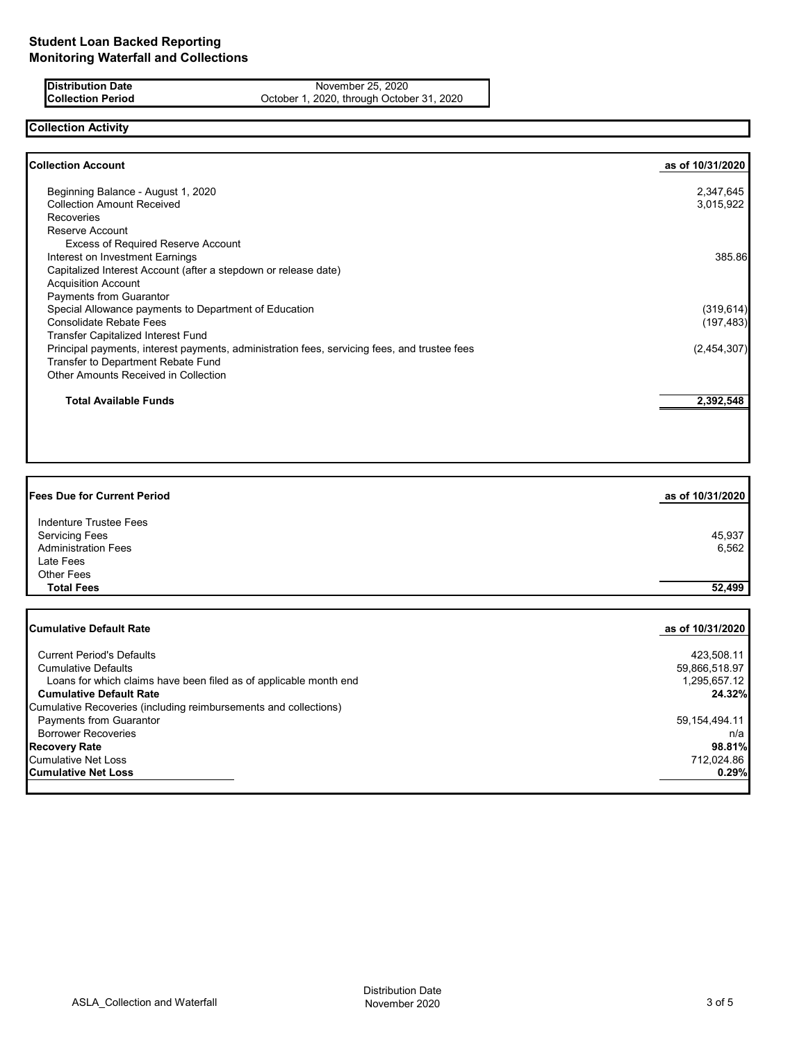# Student Loan Backed Reporting
## Monitoring Waterfall and Collections

| | |
|---|---|
| **Distribution Date** | November 25, 2020 |
| **Collection Period** | October 1, 2020, through October 31, 2020 |

## Collection Activity

| **Collection Account** | **as of 10/31/2020** |
|---|---|
| Beginning Balance - August 1, 2020 | 2,347,645 |
| Collection Amount Received | 3,015,922 |
| Recoveries | |
| Reserve Account | |
| Excess of Required Reserve Account | |
| Interest on Investment Earnings | 385.86 |
| Capitalized Interest Account (after a stepdown or release date) | |
| Acquisition Account | |
| Payments from Guarantor | |
| Special Allowance payments to Department of Education | (319,614) |
| Consolidate Rebate Fees | (197,483) |
| Transfer Capitalized Interest Fund | |
| Principal payments, interest payments, administration fees, servicing fees, and trustee fees | (2,454,307) |
| Transfer to Department Rebate Fund | |
| Other Amounts Received in Collection | |
| **Total Available Funds** | **2,392,548** |

| **Fees Due for Current Period** | **as of 10/31/2020** |
|---|---|
| Indenture Trustee Fees | |
| Servicing Fees | 45,937 |
| Administration Fees | 6,562 |
| Late Fees | |
| Other Fees | |
| **Total Fees** | **52,499** |

| **Cumulative Default Rate** | **as of 10/31/2020** |
|---|---|
| Current Period's Defaults | 423,508.11 |
| Cumulative Defaults | 59,866,518.97 |
| Loans for which claims have been filed as of applicable month end | 1,295,657.12 |
| **Cumulative Default Rate** | **24.32%** |
| Cumulative Recoveries (including reimbursements and collections) | |
| Payments from Guarantor | 59,154,494.11 |
| Borrower Recoveries | n/a |
| **Recovery Rate** | **98.81%** |
| Cumulative Net Loss | 712,024.86 |
| **Cumulative Net Loss** | **0.29%** |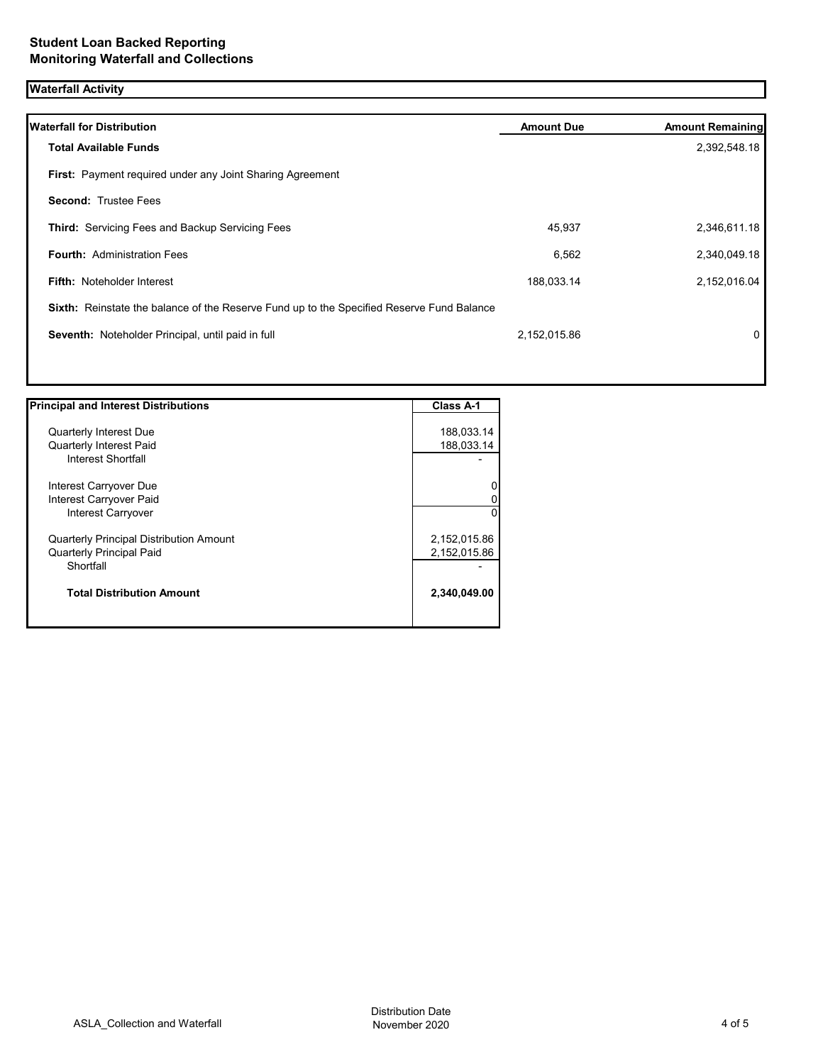## Student Loan Backed Reporting
## Monitoring Waterfall and Collections

### Waterfall Activity

| Waterfall for Distribution | Amount Due | Amount Remaining |
|---|---|---|
| **Total Available Funds** | | 2,392,548.18 |
| **First:** Payment required under any Joint Sharing Agreement | | |
| **Second:** Trustee Fees | | |
| **Third:** Servicing Fees and Backup Servicing Fees | 45,937 | 2,346,611.18 |
| **Fourth:** Administration Fees | 6,562 | 2,340,049.18 |
| **Fifth:** Noteholder Interest | 188,033.14 | 2,152,016.04 |
| **Sixth:** Reinstate the balance of the Reserve Fund up to the Specified Reserve Fund Balance | | |
| **Seventh:** Noteholder Principal, until paid in full | 2,152,015.86 | 0 |

| Principal and Interest Distributions | Class A-1 |
|---|---|
| Quarterly Interest Due | 188,033.14 |
| Quarterly Interest Paid | 188,033.14 |
| Interest Shortfall | - |
| Interest Carryover Due | 0 |
| Interest Carryover Paid | 0 |
| Interest Carryover | 0 |
| Quarterly Principal Distribution Amount | 2,152,015.86 |
| Quarterly Principal Paid | 2,152,015.86 |
| Shortfall | - |
| **Total Distribution Amount** | **2,340,049.00** |

ASLA_Collection and Waterfall

Distribution Date
November 2020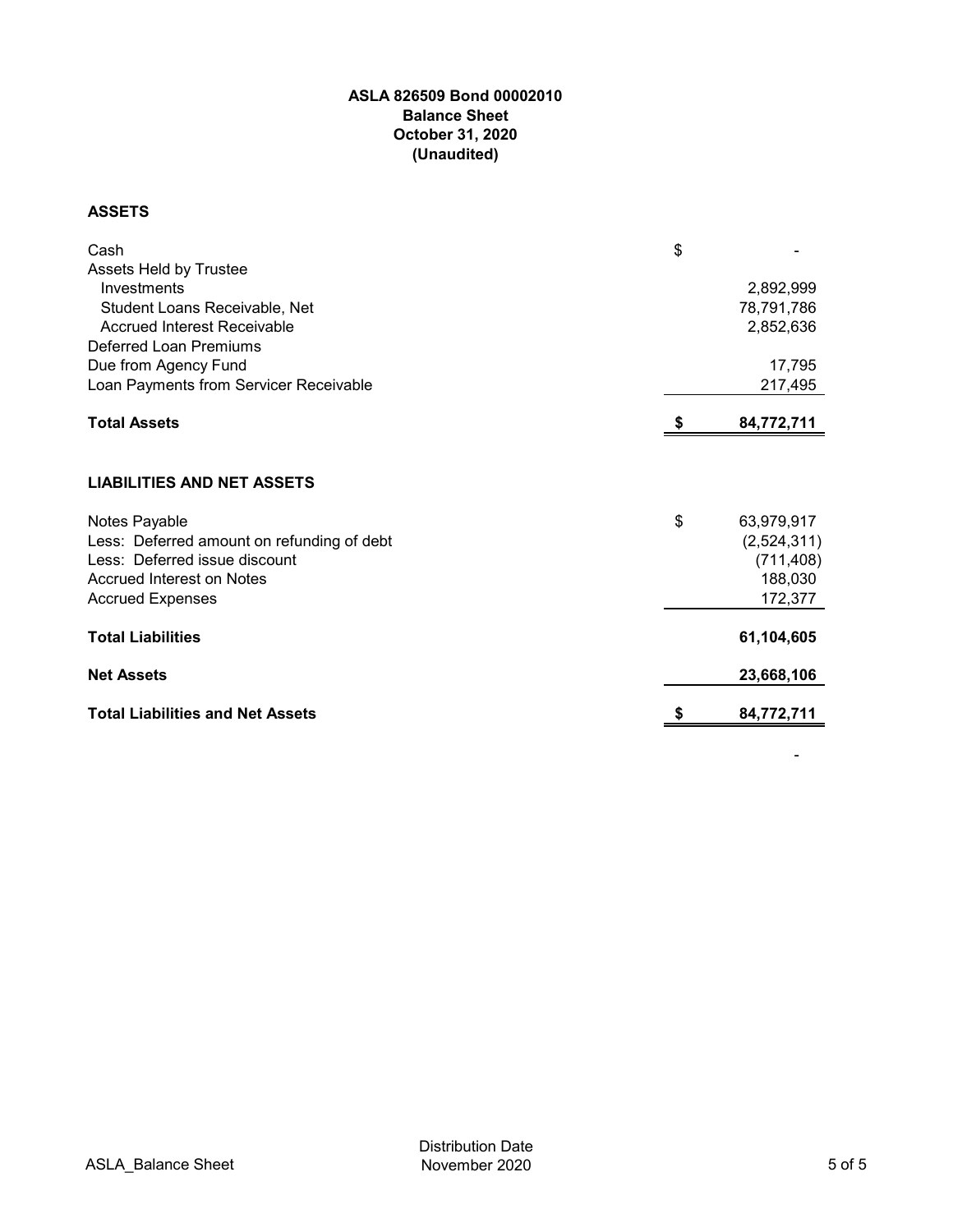**ASLA 826509 Bond 00002010**
**Balance Sheet**
**October 31, 2020**
**(Unaudited)**

**ASSETS**

| | | |
|---|---|---|
| Cash | $ | - |
| Assets Held by Trustee | | |
| Investments | | 2,892,999 |
| Student Loans Receivable, Net | | 78,791,786 |
| Accrued Interest Receivable | | 2,852,636 |
| Deferred Loan Premiums | | |
| Due from Agency Fund | | 17,795 |
| Loan Payments from Servicer Receivable | | 217,495 |
| **Total Assets** | **$** | **84,772,711** |

**LIABILITIES AND NET ASSETS**

| | | |
|---|---|---|
| Notes Payable | $ | 63,979,917 |
| Less: Deferred amount on refunding of debt | | (2,524,311) |
| Less: Deferred issue discount | | (711,408) |
| Accrued Interest on Notes | | 188,030 |
| Accrued Expenses | | 172,377 |
| **Total Liabilities** | | **61,104,605** |
| **Net Assets** | | **23,668,106** |
| **Total Liabilities and Net Assets** | **$** | **84,772,711** |
| | | - |